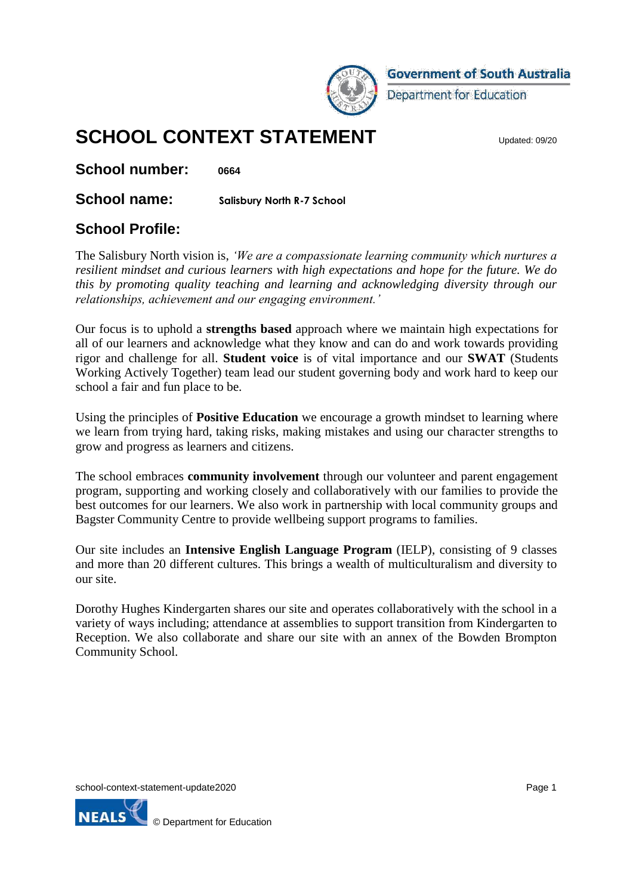Government of South Australia
Department for Education

# SCHOOL CONTEXT STATEMENT

Updated: 09/20

**School number:** **0664**

**School name:** **Salisbury North R-7 School**

## School Profile:

The Salisbury North vision is, *'We are a compassionate learning community which nurtures a resilient mindset and curious learners with high expectations and hope for the future. We do this by promoting quality teaching and learning and acknowledging diversity through our relationships, achievement and our engaging environment.'*

Our focus is to uphold a **strengths based** approach where we maintain high expectations for all of our learners and acknowledge what they know and can do and work towards providing rigor and challenge for all. **Student voice** is of vital importance and our **SWAT** (Students Working Actively Together) team lead our student governing body and work hard to keep our school a fair and fun place to be.

Using the principles of **Positive Education** we encourage a growth mindset to learning where we learn from trying hard, taking risks, making mistakes and using our character strengths to grow and progress as learners and citizens.

The school embraces **community involvement** through our volunteer and parent engagement program, supporting and working closely and collaboratively with our families to provide the best outcomes for our learners. We also work in partnership with local community groups and Bagster Community Centre to provide wellbeing support programs to families.

Our site includes an **Intensive English Language Program** (IELP), consisting of 9 classes and more than 20 different cultures. This brings a wealth of multiculturalism and diversity to our site.

Dorothy Hughes Kindergarten shares our site and operates collaboratively with the school in a variety of ways including; attendance at assemblies to support transition from Kindergarten to Reception. We also collaborate and share our site with an annex of the Bowden Brompton Community School.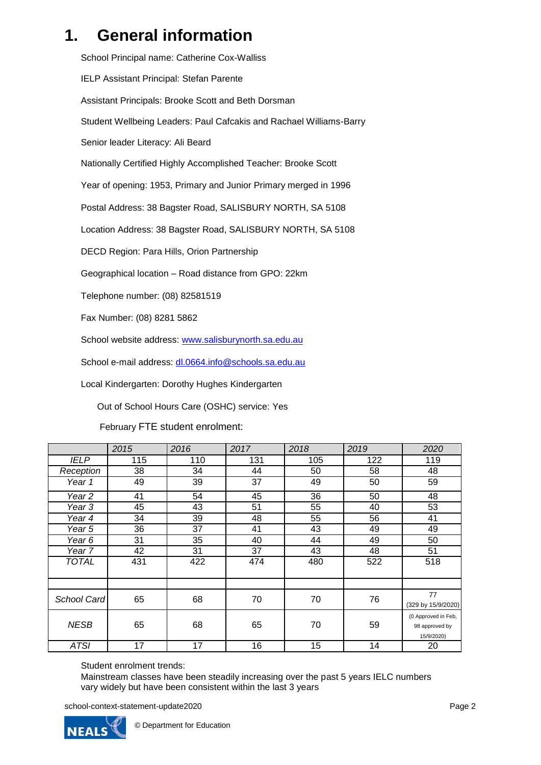# 1. General information

School Principal name: Catherine Cox-Walliss

IELP Assistant Principal: Stefan Parente

Assistant Principals: Brooke Scott and Beth Dorsman

Student Wellbeing Leaders: Paul Cafcakis and Rachael Williams-Barry

Senior leader Literacy: Ali Beard

Nationally Certified Highly Accomplished Teacher: Brooke Scott

Year of opening: 1953, Primary and Junior Primary merged in 1996

Postal Address: 38 Bagster Road, SALISBURY NORTH, SA 5108

Location Address: 38 Bagster Road, SALISBURY NORTH, SA 5108

DECD Region: Para Hills, Orion Partnership

Geographical location – Road distance from GPO: 22km

Telephone number: (08) 82581519

Fax Number: (08) 8281 5862

School website address: www.salisburynorth.sa.edu.au

School e-mail address: dl.0664.info@schools.sa.edu.au

Local Kindergarten: Dorothy Hughes Kindergarten

Out of School Hours Care (OSHC) service: Yes

February FTE student enrolment:

| | *2015* | *2016* | *2017* | *2018* | *2019* | *2020* |
|---|---|---|---|---|---|---|
| *IELP* | 115 | 110 | 131 | 105 | 122 | 119 |
| *Reception* | 38 | 34 | 44 | 50 | 58 | 48 |
| *Year 1* | 49 | 39 | 37 | 49 | 50 | 59 |
| *Year 2* | 41 | 54 | 45 | 36 | 50 | 48 |
| *Year 3* | 45 | 43 | 51 | 55 | 40 | 53 |
| *Year 4* | 34 | 39 | 48 | 55 | 56 | 41 |
| *Year 5* | 36 | 37 | 41 | 43 | 49 | 49 |
| *Year 6* | 31 | 35 | 40 | 44 | 49 | 50 |
| *Year 7* | 42 | 31 | 37 | 43 | 48 | 51 |
| *TOTAL* | 431 | 422 | 474 | 480 | 522 | 518 |
| | | | | | | |
| *School Card* | 65 | 68 | 70 | 70 | 76 | 77 (329 by 15/9/2020) |
| *NESB* | 65 | 68 | 65 | 70 | 59 | (0 Approved in Feb, 98 approved by 15/9/2020) |
| *ATSI* | 17 | 17 | 16 | 15 | 14 | 20 |

Student enrolment trends:
Mainstream classes have been steadily increasing over the past 5 years IELC numbers vary widely but have been consistent within the last 3 years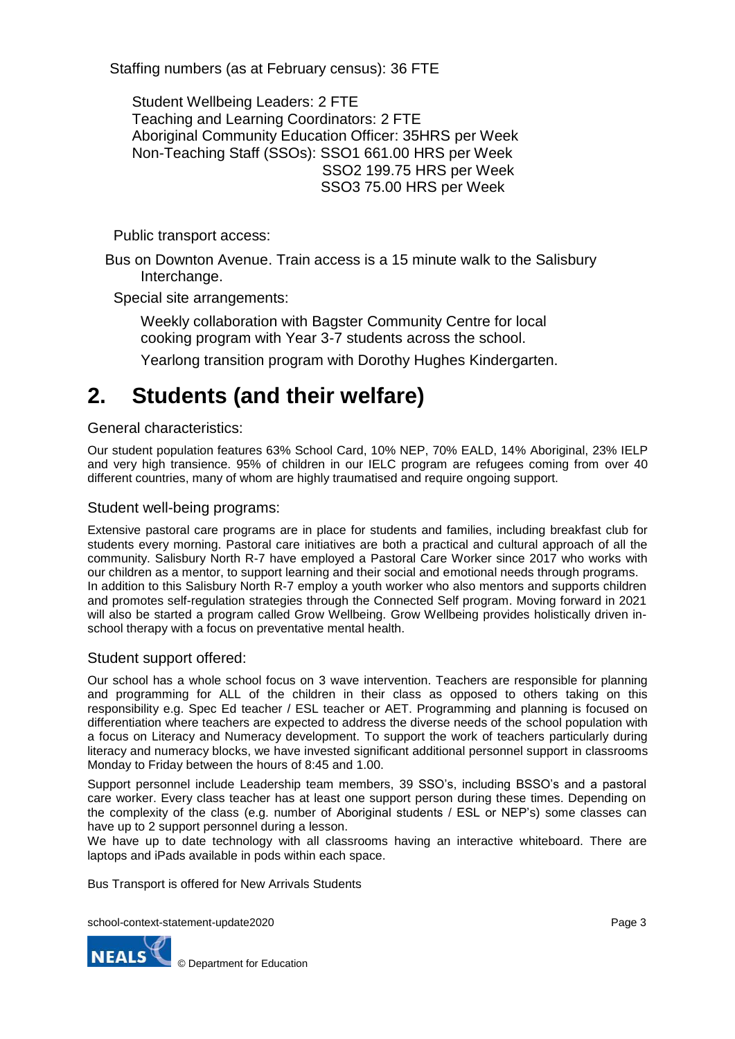Staffing numbers (as at February census): 36 FTE

Student Wellbeing Leaders: 2 FTE
Teaching and Learning Coordinators: 2 FTE
Aboriginal Community Education Officer: 35HRS per Week
Non-Teaching Staff (SSOs): SSO1 661.00 HRS per Week
SSO2 199.75 HRS per Week
SSO3 75.00 HRS per Week

Public transport access:

Bus on Downton Avenue. Train access is a 15 minute walk to the Salisbury Interchange.

Special site arrangements:

Weekly collaboration with Bagster Community Centre for local cooking program with Year 3-7 students across the school.

Yearlong transition program with Dorothy Hughes Kindergarten.

# 2. Students (and their welfare)

## General characteristics:

Our student population features 63% School Card, 10% NEP, 70% EALD, 14% Aboriginal, 23% IELP and very high transience. 95% of children in our IELC program are refugees coming from over 40 different countries, many of whom are highly traumatised and require ongoing support.

## Student well-being programs:

Extensive pastoral care programs are in place for students and families, including breakfast club for students every morning. Pastoral care initiatives are both a practical and cultural approach of all the community. Salisbury North R-7 have employed a Pastoral Care Worker since 2017 who works with our children as a mentor, to support learning and their social and emotional needs through programs.
In addition to this Salisbury North R-7 employ a youth worker who also mentors and supports children and promotes self-regulation strategies through the Connected Self program. Moving forward in 2021 will also be started a program called Grow Wellbeing. Grow Wellbeing provides holistically driven in-school therapy with a focus on preventative mental health.

## Student support offered:

Our school has a whole school focus on 3 wave intervention. Teachers are responsible for planning and programming for ALL of the children in their class as opposed to others taking on this responsibility e.g. Spec Ed teacher / ESL teacher or AET. Programming and planning is focused on differentiation where teachers are expected to address the diverse needs of the school population with a focus on Literacy and Numeracy development. To support the work of teachers particularly during literacy and numeracy blocks, we have invested significant additional personnel support in classrooms Monday to Friday between the hours of 8:45 and 1.00.

Support personnel include Leadership team members, 39 SSO's, including BSSO's and a pastoral care worker. Every class teacher has at least one support person during these times. Depending on the complexity of the class (e.g. number of Aboriginal students / ESL or NEP's) some classes can have up to 2 support personnel during a lesson.
We have up to date technology with all classrooms having an interactive whiteboard. There are laptops and iPads available in pods within each space.

Bus Transport is offered for New Arrivals Students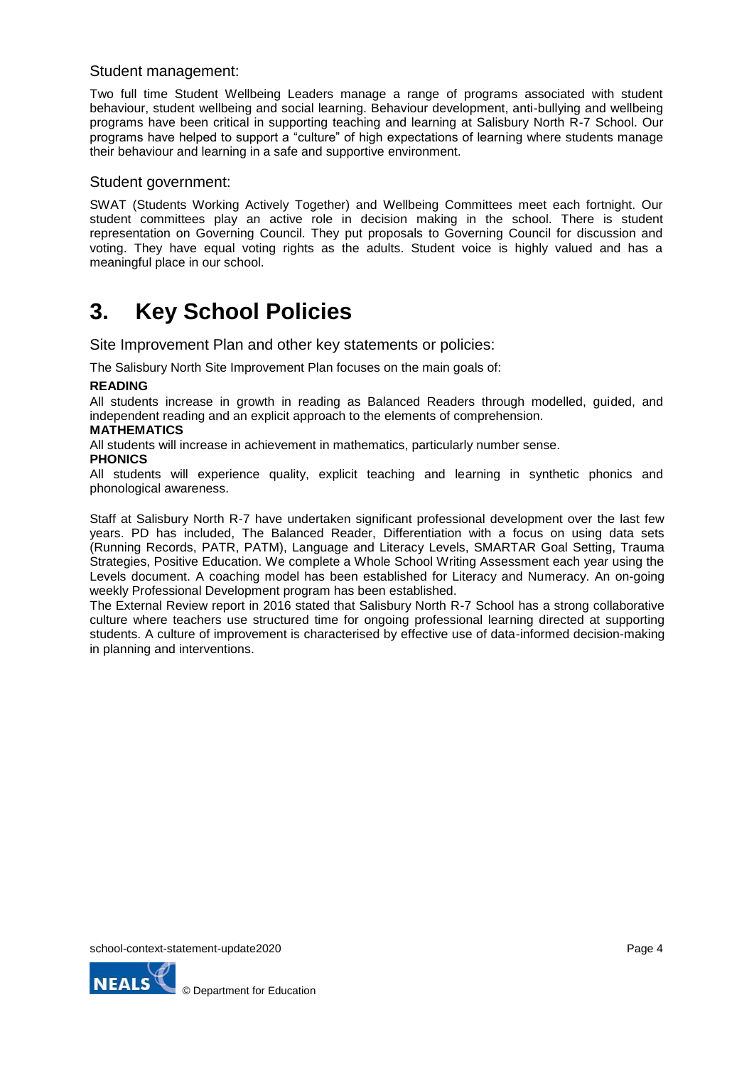### Student management:

Two full time Student Wellbeing Leaders manage a range of programs associated with student behaviour, student wellbeing and social learning. Behaviour development, anti-bullying and wellbeing programs have been critical in supporting teaching and learning at Salisbury North R-7 School. Our programs have helped to support a "culture" of high expectations of learning where students manage their behaviour and learning in a safe and supportive environment.

### Student government:

SWAT (Students Working Actively Together) and Wellbeing Committees meet each fortnight. Our student committees play an active role in decision making in the school. There is student representation on Governing Council. They put proposals to Governing Council for discussion and voting. They have equal voting rights as the adults. Student voice is highly valued and has a meaningful place in our school.

# 3. Key School Policies

### Site Improvement Plan and other key statements or policies:

The Salisbury North Site Improvement Plan focuses on the main goals of:

**READING**

All students increase in growth in reading as Balanced Readers through modelled, guided, and independent reading and an explicit approach to the elements of comprehension.

**MATHEMATICS**

All students will increase in achievement in mathematics, particularly number sense.

**PHONICS**

All students will experience quality, explicit teaching and learning in synthetic phonics and phonological awareness.

Staff at Salisbury North R-7 have undertaken significant professional development over the last few years. PD has included, The Balanced Reader, Differentiation with a focus on using data sets (Running Records, PATR, PATM), Language and Literacy Levels, SMARTAR Goal Setting, Trauma Strategies, Positive Education. We complete a Whole School Writing Assessment each year using the Levels document. A coaching model has been established for Literacy and Numeracy. An on-going weekly Professional Development program has been established.

The External Review report in 2016 stated that Salisbury North R-7 School has a strong collaborative culture where teachers use structured time for ongoing professional learning directed at supporting students. A culture of improvement is characterised by effective use of data-informed decision-making in planning and interventions.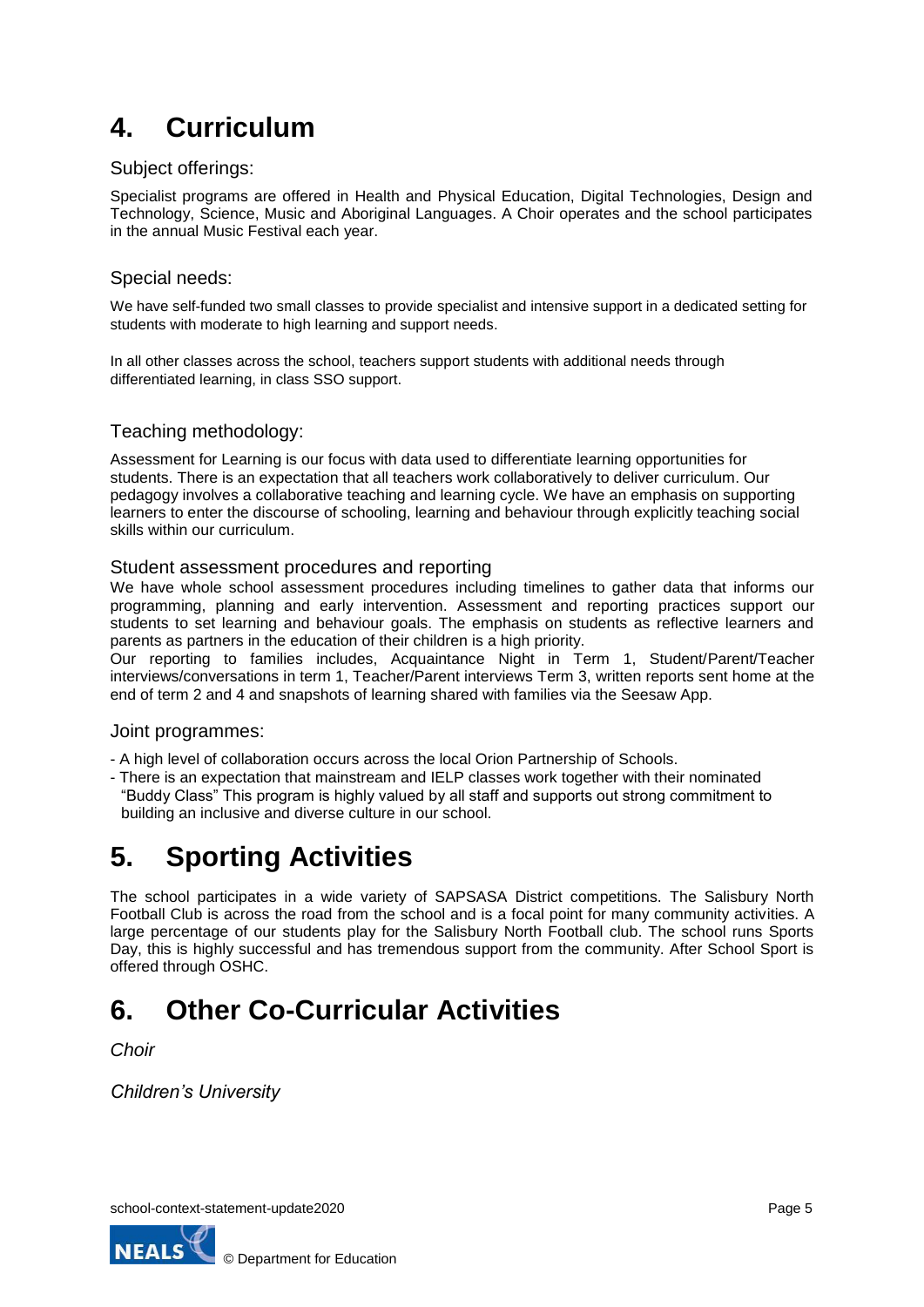# 4. Curriculum

## Subject offerings:

Specialist programs are offered in Health and Physical Education, Digital Technologies, Design and Technology, Science, Music and Aboriginal Languages. A Choir operates and the school participates in the annual Music Festival each year.

## Special needs:

We have self-funded two small classes to provide specialist and intensive support in a dedicated setting for students with moderate to high learning and support needs.

In all other classes across the school, teachers support students with additional needs through differentiated learning, in class SSO support.

## Teaching methodology:

Assessment for Learning is our focus with data used to differentiate learning opportunities for students. There is an expectation that all teachers work collaboratively to deliver curriculum. Our pedagogy involves a collaborative teaching and learning cycle. We have an emphasis on supporting learners to enter the discourse of schooling, learning and behaviour through explicitly teaching social skills within our curriculum.

## Student assessment procedures and reporting

We have whole school assessment procedures including timelines to gather data that informs our programming, planning and early intervention. Assessment and reporting practices support our students to set learning and behaviour goals. The emphasis on students as reflective learners and parents as partners in the education of their children is a high priority.

Our reporting to families includes, Acquaintance Night in Term 1, Student/Parent/Teacher interviews/conversations in term 1, Teacher/Parent interviews Term 3, written reports sent home at the end of term 2 and 4 and snapshots of learning shared with families via the Seesaw App.

## Joint programmes:

- A high level of collaboration occurs across the local Orion Partnership of Schools.
- There is an expectation that mainstream and IELP classes work together with their nominated "Buddy Class" This program is highly valued by all staff and supports out strong commitment to building an inclusive and diverse culture in our school.

# 5. Sporting Activities

The school participates in a wide variety of SAPSASA District competitions. The Salisbury North Football Club is across the road from the school and is a focal point for many community activities. A large percentage of our students play for the Salisbury North Football club. The school runs Sports Day, this is highly successful and has tremendous support from the community. After School Sport is offered through OSHC.

# 6. Other Co-Curricular Activities

*Choir*

*Children's University*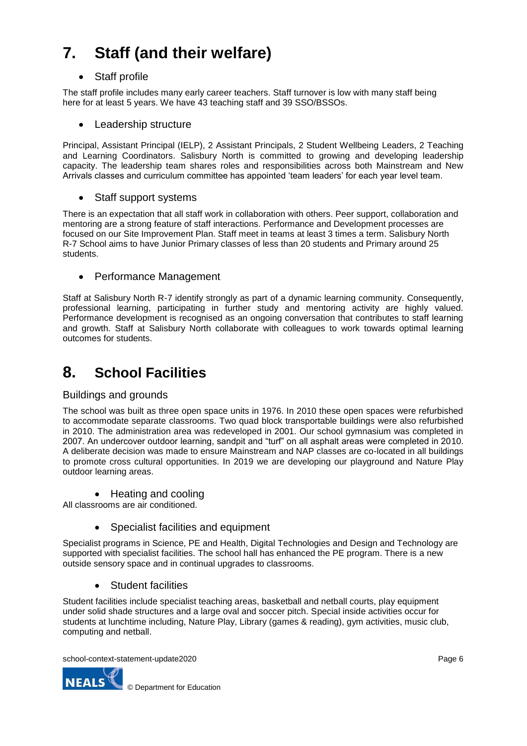# 7. Staff (and their welfare)

- Staff profile

The staff profile includes many early career teachers. Staff turnover is low with many staff being here for at least 5 years. We have 43 teaching staff and 39 SSO/BSSOs.

- Leadership structure

Principal, Assistant Principal (IELP), 2 Assistant Principals, 2 Student Wellbeing Leaders, 2 Teaching and Learning Coordinators. Salisbury North is committed to growing and developing leadership capacity. The leadership team shares roles and responsibilities across both Mainstream and New Arrivals classes and curriculum committee has appointed 'team leaders' for each year level team.

- Staff support systems

There is an expectation that all staff work in collaboration with others. Peer support, collaboration and mentoring are a strong feature of staff interactions. Performance and Development processes are focused on our Site Improvement Plan. Staff meet in teams at least 3 times a term. Salisbury North R-7 School aims to have Junior Primary classes of less than 20 students and Primary around 25 students.

- Performance Management

Staff at Salisbury North R-7 identify strongly as part of a dynamic learning community. Consequently, professional learning, participating in further study and mentoring activity are highly valued. Performance development is recognised as an ongoing conversation that contributes to staff learning and growth. Staff at Salisbury North collaborate with colleagues to work towards optimal learning outcomes for students.

# 8. School Facilities

## Buildings and grounds

The school was built as three open space units in 1976. In 2010 these open spaces were refurbished to accommodate separate classrooms. Two quad block transportable buildings were also refurbished in 2010. The administration area was redeveloped in 2001. Our school gymnasium was completed in 2007. An undercover outdoor learning, sandpit and "turf" on all asphalt areas were completed in 2010. A deliberate decision was made to ensure Mainstream and NAP classes are co-located in all buildings to promote cross cultural opportunities. In 2019 we are developing our playground and Nature Play outdoor learning areas.

- Heating and cooling

All classrooms are air conditioned.

- Specialist facilities and equipment

Specialist programs in Science, PE and Health, Digital Technologies and Design and Technology are supported with specialist facilities. The school hall has enhanced the PE program. There is a new outside sensory space and in continual upgrades to classrooms.

- Student facilities

Student facilities include specialist teaching areas, basketball and netball courts, play equipment under solid shade structures and a large oval and soccer pitch. Special inside activities occur for students at lunchtime including, Nature Play, Library (games & reading), gym activities, music club, computing and netball.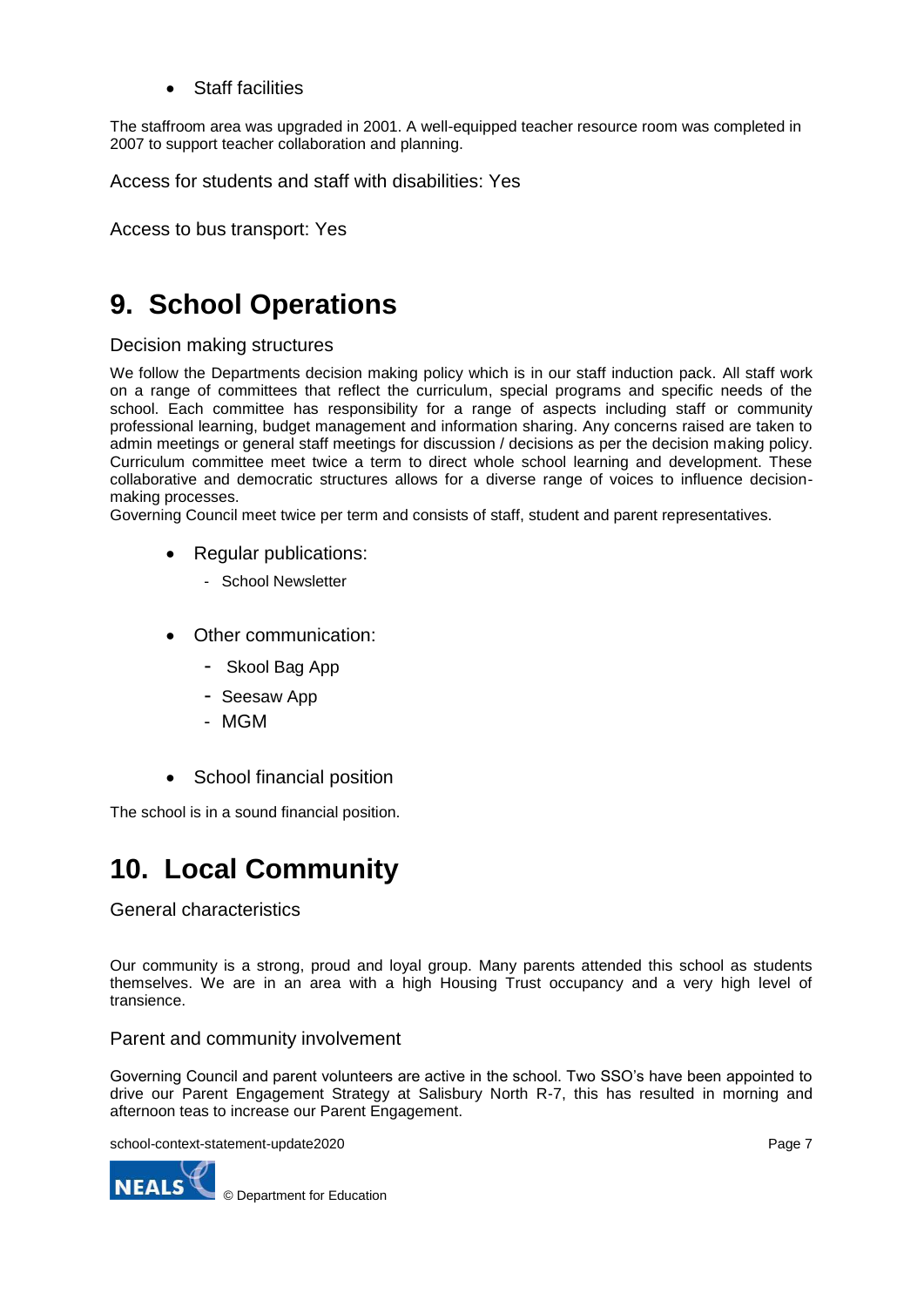- Staff facilities

The staffroom area was upgraded in 2001. A well-equipped teacher resource room was completed in 2007 to support teacher collaboration and planning.

Access for students and staff with disabilities: Yes

Access to bus transport: Yes

# 9. School Operations

### Decision making structures

We follow the Departments decision making policy which is in our staff induction pack. All staff work on a range of committees that reflect the curriculum, special programs and specific needs of the school. Each committee has responsibility for a range of aspects including staff or community professional learning, budget management and information sharing. Any concerns raised are taken to admin meetings or general staff meetings for discussion / decisions as per the decision making policy. Curriculum committee meet twice a term to direct whole school learning and development. These collaborative and democratic structures allows for a diverse range of voices to influence decision-making processes.
Governing Council meet twice per term and consists of staff, student and parent representatives.

- Regular publications:
  - School Newsletter

- Other communication:
  - Skool Bag App
  - Seesaw App
  - MGM

- School financial position

The school is in a sound financial position.

# 10. Local Community

### General characteristics

Our community is a strong, proud and loyal group. Many parents attended this school as students themselves. We are in an area with a high Housing Trust occupancy and a very high level of transience.

### Parent and community involvement

Governing Council and parent volunteers are active in the school. Two SSO's have been appointed to drive our Parent Engagement Strategy at Salisbury North R-7, this has resulted in morning and afternoon teas to increase our Parent Engagement.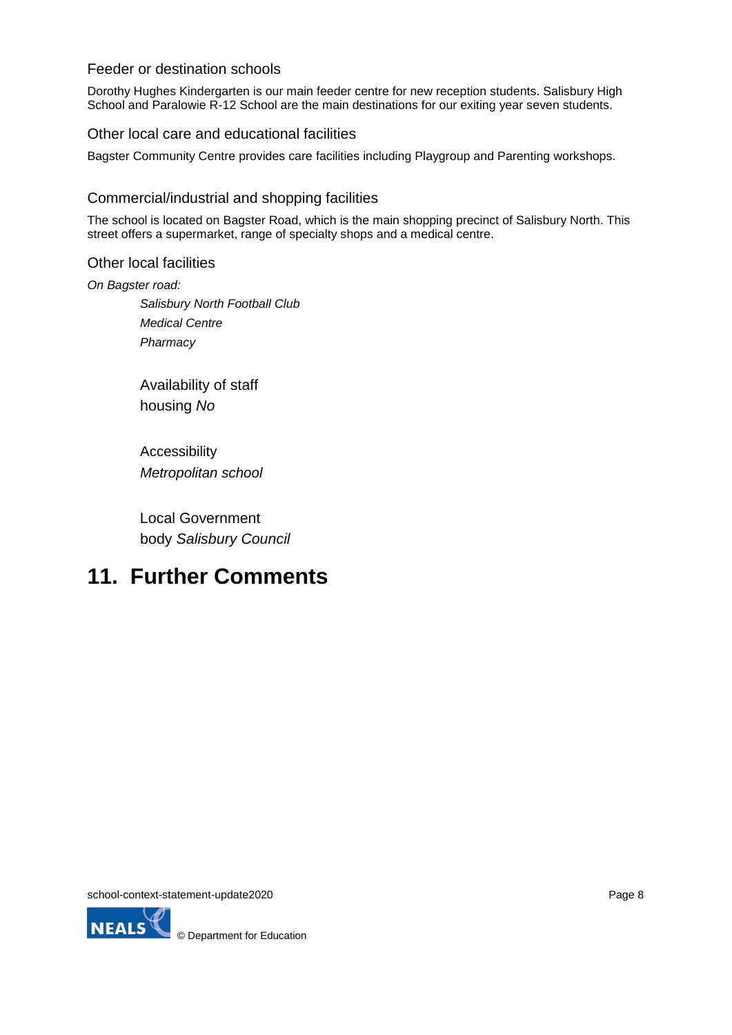### Feeder or destination schools

Dorothy Hughes Kindergarten is our main feeder centre for new reception students. Salisbury High School and Paralowie R-12 School are the main destinations for our exiting year seven students.

### Other local care and educational facilities

Bagster Community Centre provides care facilities including Playgroup and Parenting workshops.

### Commercial/industrial and shopping facilities

The school is located on Bagster Road, which is the main shopping precinct of Salisbury North. This street offers a supermarket, range of specialty shops and a medical centre.

### Other local facilities

*On Bagster road:*

*Salisbury North Football Club*
*Medical Centre*
*Pharmacy*

Availability of staff housing *No*

Accessibility *Metropolitan school*

Local Government body *Salisbury Council*

# 11. Further Comments